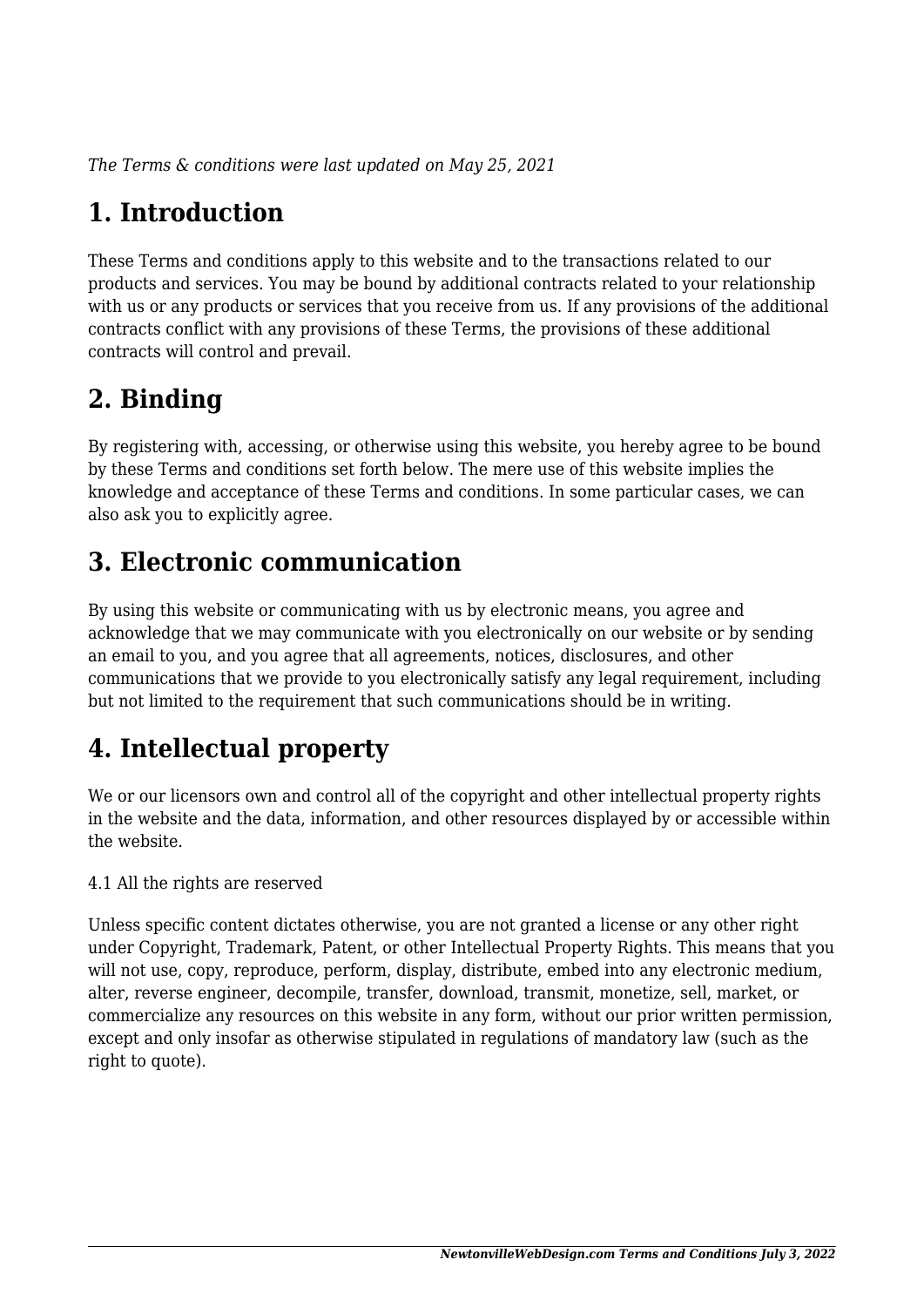*The Terms & conditions were last updated on May 25, 2021*

# 1. Introduction

These Terms and conditions apply to this website and to the transactions related to our products and services. You may be bound by additional contracts related to your relationship with us or any products or services that you receive from us. If any provisions of the additional contracts conflict with any provisions of these Terms, the provisions of these additional contracts will control and prevail.

# 2. Binding

By registering with, accessing, or otherwise using this website, you hereby agree to be bound by these Terms and conditions set forth below. The mere use of this website implies the knowledge and acceptance of these Terms and conditions. In some particular cases, we can also ask you to explicitly agree.

# 3. Electronic communication

By using this website or communicating with us by electronic means, you agree and acknowledge that we may communicate with you electronically on our website or by sending an email to you, and you agree that all agreements, notices, disclosures, and other communications that we provide to you electronically satisfy any legal requirement, including but not limited to the requirement that such communications should be in writing.

# 4. Intellectual property

We or our licensors own and control all of the copyright and other intellectual property rights in the website and the data, information, and other resources displayed by or accessible within the website.

4.1 All the rights are reserved

Unless specific content dictates otherwise, you are not granted a license or any other right under Copyright, Trademark, Patent, or other Intellectual Property Rights. This means that you will not use, copy, reproduce, perform, display, distribute, embed into any electronic medium, alter, reverse engineer, decompile, transfer, download, transmit, monetize, sell, market, or commercialize any resources on this website in any form, without our prior written permission, except and only insofar as otherwise stipulated in regulations of mandatory law (such as the right to quote).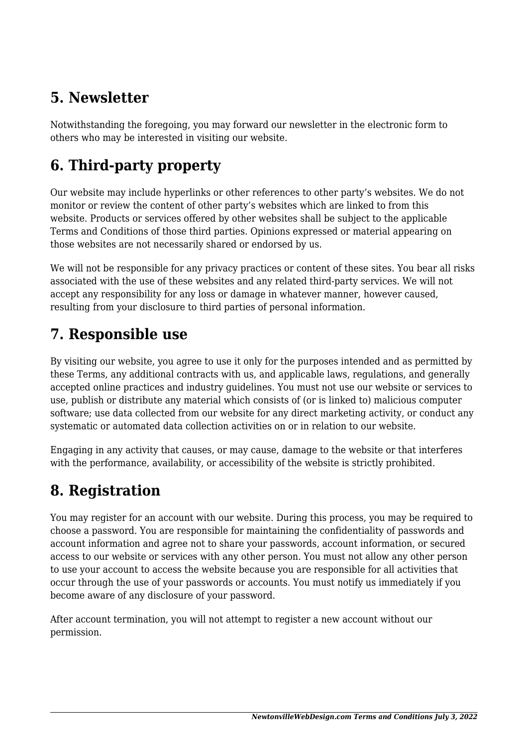## 5. Newsletter

Notwithstanding the foregoing, you may forward our newsletter in the electronic form to others who may be interested in visiting our website.

## 6. Third-party property

Our website may include hyperlinks or other references to other party's websites. We do not monitor or review the content of other party's websites which are linked to from this website. Products or services offered by other websites shall be subject to the applicable Terms and Conditions of those third parties. Opinions expressed or material appearing on those websites are not necessarily shared or endorsed by us.

We will not be responsible for any privacy practices or content of these sites. You bear all risks associated with the use of these websites and any related third-party services. We will not accept any responsibility for any loss or damage in whatever manner, however caused, resulting from your disclosure to third parties of personal information.

## 7. Responsible use

By visiting our website, you agree to use it only for the purposes intended and as permitted by these Terms, any additional contracts with us, and applicable laws, regulations, and generally accepted online practices and industry guidelines. You must not use our website or services to use, publish or distribute any material which consists of (or is linked to) malicious computer software; use data collected from our website for any direct marketing activity, or conduct any systematic or automated data collection activities on or in relation to our website.

Engaging in any activity that causes, or may cause, damage to the website or that interferes with the performance, availability, or accessibility of the website is strictly prohibited.

## 8. Registration

You may register for an account with our website. During this process, you may be required to choose a password. You are responsible for maintaining the confidentiality of passwords and account information and agree not to share your passwords, account information, or secured access to our website or services with any other person. You must not allow any other person to use your account to access the website because you are responsible for all activities that occur through the use of your passwords or accounts. You must notify us immediately if you become aware of any disclosure of your password.

After account termination, you will not attempt to register a new account without our permission.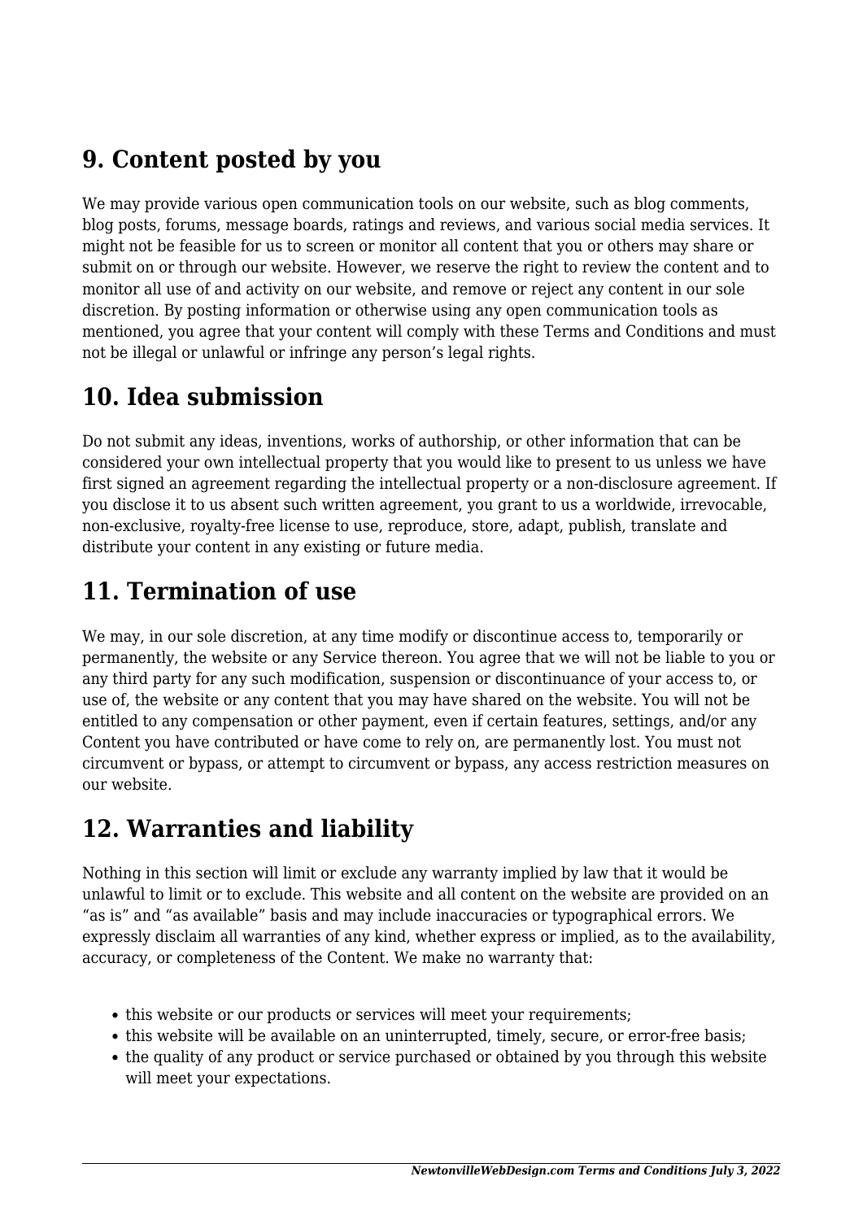## 9. Content posted by you

We may provide various open communication tools on our website, such as blog comments, blog posts, forums, message boards, ratings and reviews, and various social media services. It might not be feasible for us to screen or monitor all content that you or others may share or submit on or through our website. However, we reserve the right to review the content and to monitor all use of and activity on our website, and remove or reject any content in our sole discretion. By posting information or otherwise using any open communication tools as mentioned, you agree that your content will comply with these Terms and Conditions and must not be illegal or unlawful or infringe any person's legal rights.

## 10. Idea submission

Do not submit any ideas, inventions, works of authorship, or other information that can be considered your own intellectual property that you would like to present to us unless we have first signed an agreement regarding the intellectual property or a non-disclosure agreement. If you disclose it to us absent such written agreement, you grant to us a worldwide, irrevocable, non-exclusive, royalty-free license to use, reproduce, store, adapt, publish, translate and distribute your content in any existing or future media.

## 11. Termination of use

We may, in our sole discretion, at any time modify or discontinue access to, temporarily or permanently, the website or any Service thereon. You agree that we will not be liable to you or any third party for any such modification, suspension or discontinuance of your access to, or use of, the website or any content that you may have shared on the website. You will not be entitled to any compensation or other payment, even if certain features, settings, and/or any Content you have contributed or have come to rely on, are permanently lost. You must not circumvent or bypass, or attempt to circumvent or bypass, any access restriction measures on our website.

## 12. Warranties and liability

Nothing in this section will limit or exclude any warranty implied by law that it would be unlawful to limit or to exclude. This website and all content on the website are provided on an "as is" and "as available" basis and may include inaccuracies or typographical errors. We expressly disclaim all warranties of any kind, whether express or implied, as to the availability, accuracy, or completeness of the Content. We make no warranty that:

- this website or our products or services will meet your requirements;
- this website will be available on an uninterrupted, timely, secure, or error-free basis;
- the quality of any product or service purchased or obtained by you through this website will meet your expectations.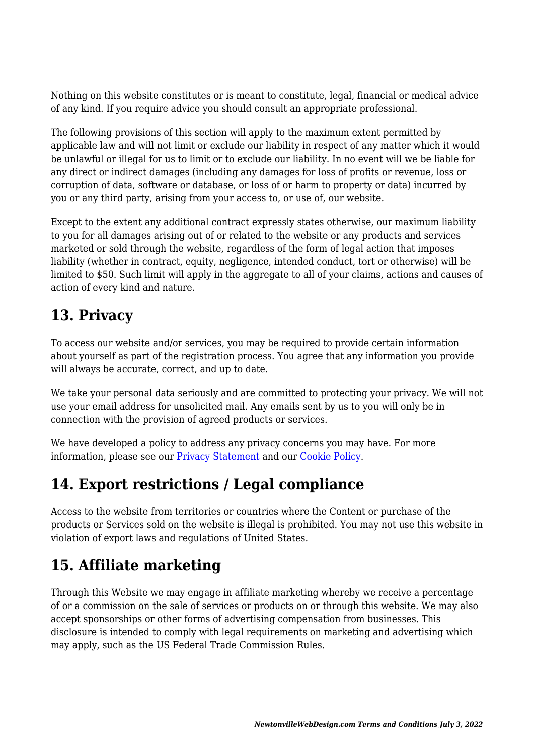Nothing on this website constitutes or is meant to constitute, legal, financial or medical advice of any kind. If you require advice you should consult an appropriate professional.

The following provisions of this section will apply to the maximum extent permitted by applicable law and will not limit or exclude our liability in respect of any matter which it would be unlawful or illegal for us to limit or to exclude our liability. In no event will we be liable for any direct or indirect damages (including any damages for loss of profits or revenue, loss or corruption of data, software or database, or loss of or harm to property or data) incurred by you or any third party, arising from your access to, or use of, our website.

Except to the extent any additional contract expressly states otherwise, our maximum liability to you for all damages arising out of or related to the website or any products and services marketed or sold through the website, regardless of the form of legal action that imposes liability (whether in contract, equity, negligence, intended conduct, tort or otherwise) will be limited to $50. Such limit will apply in the aggregate to all of your claims, actions and causes of action of every kind and nature.

## 13. Privacy

To access our website and/or services, you may be required to provide certain information about yourself as part of the registration process. You agree that any information you provide will always be accurate, correct, and up to date.

We take your personal data seriously and are committed to protecting your privacy. We will not use your email address for unsolicited mail. Any emails sent by us to you will only be in connection with the provision of agreed products or services.

We have developed a policy to address any privacy concerns you may have. For more information, please see our Privacy Statement and our Cookie Policy.

## 14. Export restrictions / Legal compliance

Access to the website from territories or countries where the Content or purchase of the products or Services sold on the website is illegal is prohibited. You may not use this website in violation of export laws and regulations of United States.

## 15. Affiliate marketing

Through this Website we may engage in affiliate marketing whereby we receive a percentage of or a commission on the sale of services or products on or through this website. We may also accept sponsorships or other forms of advertising compensation from businesses. This disclosure is intended to comply with legal requirements on marketing and advertising which may apply, such as the US Federal Trade Commission Rules.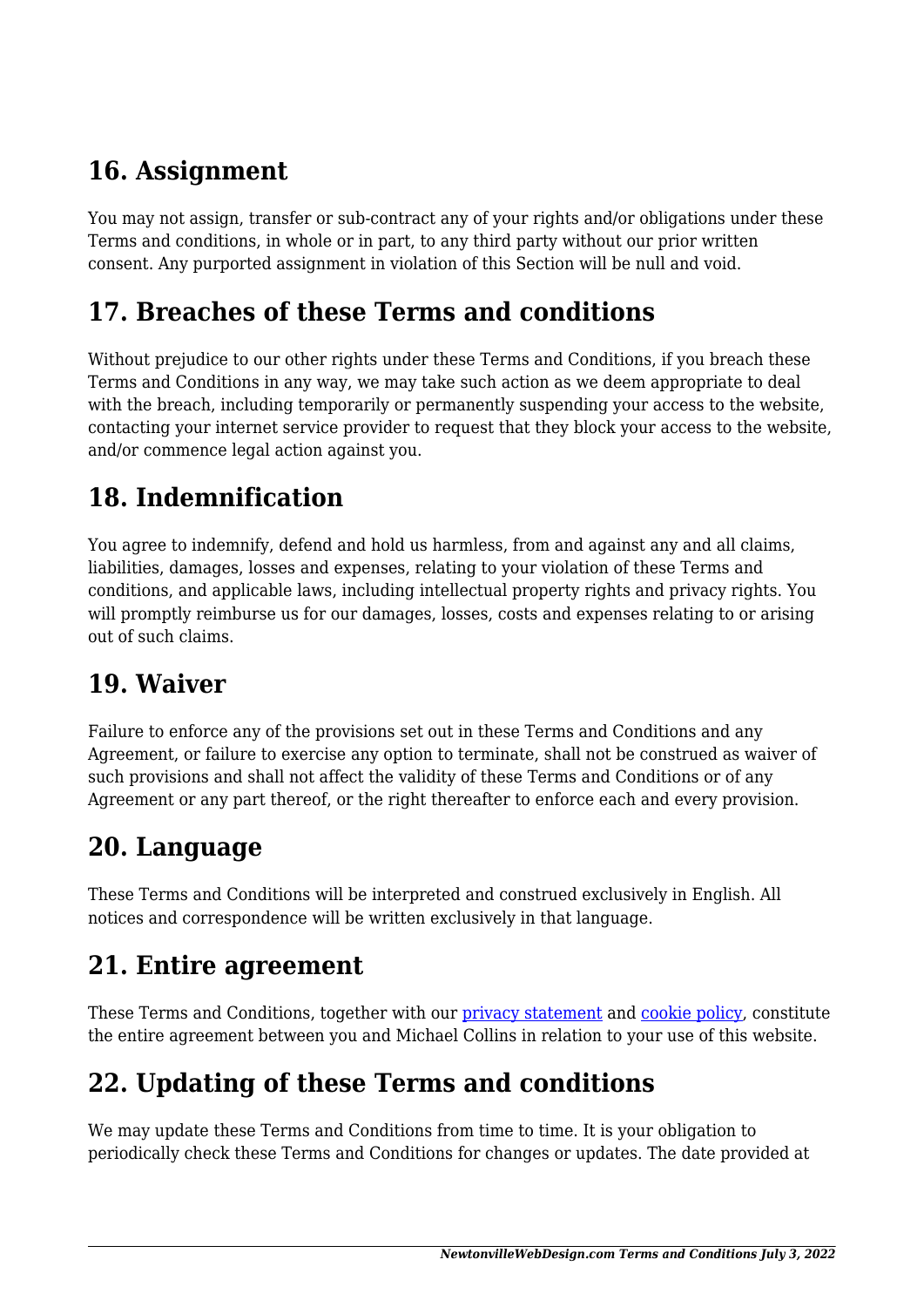## 16. Assignment

You may not assign, transfer or sub-contract any of your rights and/or obligations under these Terms and conditions, in whole or in part, to any third party without our prior written consent. Any purported assignment in violation of this Section will be null and void.

## 17. Breaches of these Terms and conditions

Without prejudice to our other rights under these Terms and Conditions, if you breach these Terms and Conditions in any way, we may take such action as we deem appropriate to deal with the breach, including temporarily or permanently suspending your access to the website, contacting your internet service provider to request that they block your access to the website, and/or commence legal action against you.

## 18. Indemnification

You agree to indemnify, defend and hold us harmless, from and against any and all claims, liabilities, damages, losses and expenses, relating to your violation of these Terms and conditions, and applicable laws, including intellectual property rights and privacy rights. You will promptly reimburse us for our damages, losses, costs and expenses relating to or arising out of such claims.

## 19. Waiver

Failure to enforce any of the provisions set out in these Terms and Conditions and any Agreement, or failure to exercise any option to terminate, shall not be construed as waiver of such provisions and shall not affect the validity of these Terms and Conditions or of any Agreement or any part thereof, or the right thereafter to enforce each and every provision.

## 20. Language

These Terms and Conditions will be interpreted and construed exclusively in English. All notices and correspondence will be written exclusively in that language.

## 21. Entire agreement

These Terms and Conditions, together with our privacy statement and cookie policy, constitute the entire agreement between you and Michael Collins in relation to your use of this website.

## 22. Updating of these Terms and conditions

We may update these Terms and Conditions from time to time. It is your obligation to periodically check these Terms and Conditions for changes or updates. The date provided at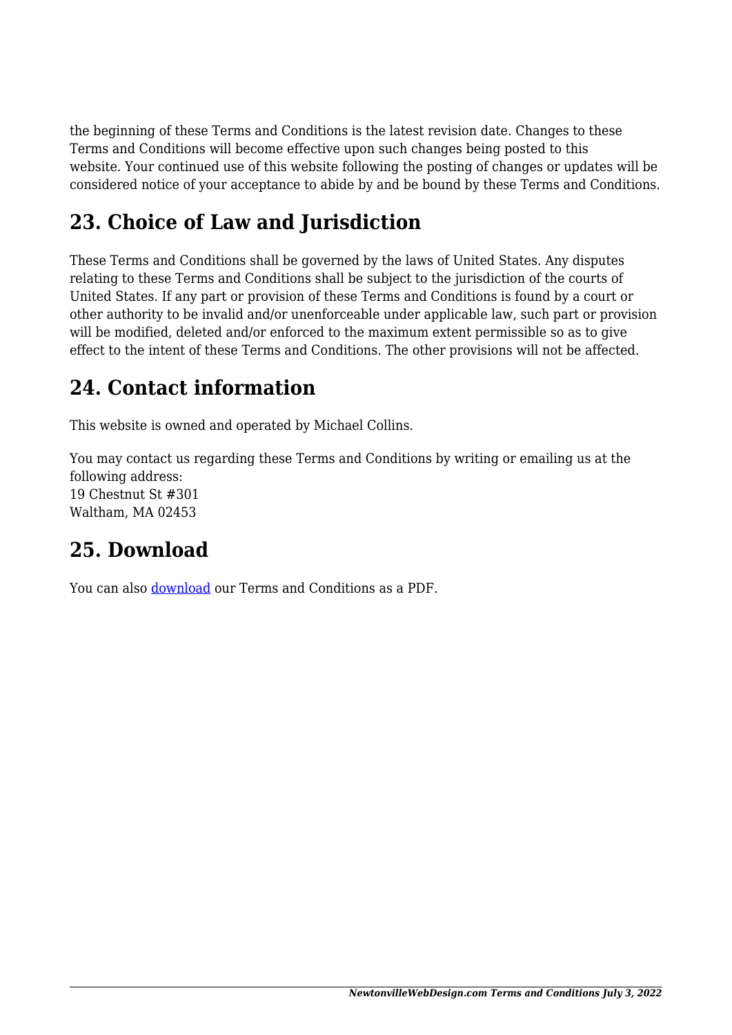the beginning of these Terms and Conditions is the latest revision date. Changes to these Terms and Conditions will become effective upon such changes being posted to this website. Your continued use of this website following the posting of changes or updates will be considered notice of your acceptance to abide by and be bound by these Terms and Conditions.

## 23. Choice of Law and Jurisdiction

These Terms and Conditions shall be governed by the laws of United States. Any disputes relating to these Terms and Conditions shall be subject to the jurisdiction of the courts of United States. If any part or provision of these Terms and Conditions is found by a court or other authority to be invalid and/or unenforceable under applicable law, such part or provision will be modified, deleted and/or enforced to the maximum extent permissible so as to give effect to the intent of these Terms and Conditions. The other provisions will not be affected.

## 24. Contact information

This website is owned and operated by Michael Collins.

You may contact us regarding these Terms and Conditions by writing or emailing us at the following address:
19 Chestnut St #301
Waltham, MA 02453

## 25. Download

You can also download our Terms and Conditions as a PDF.